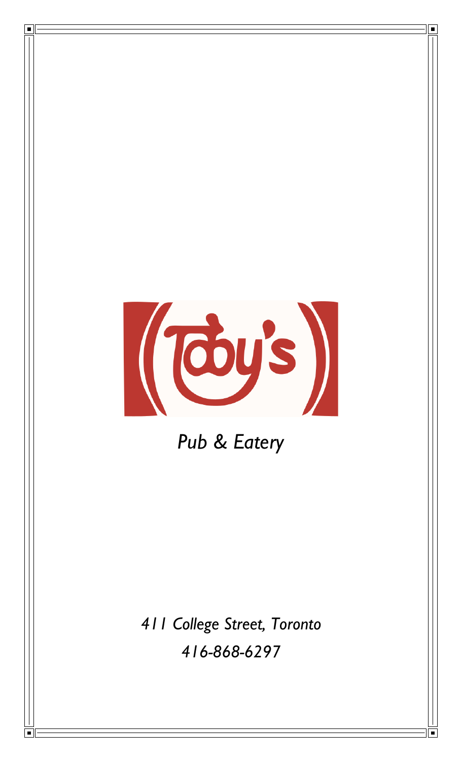# Toby's

*Pub & Eatery*

*411 College Street, Toronto*

*416-868-6297*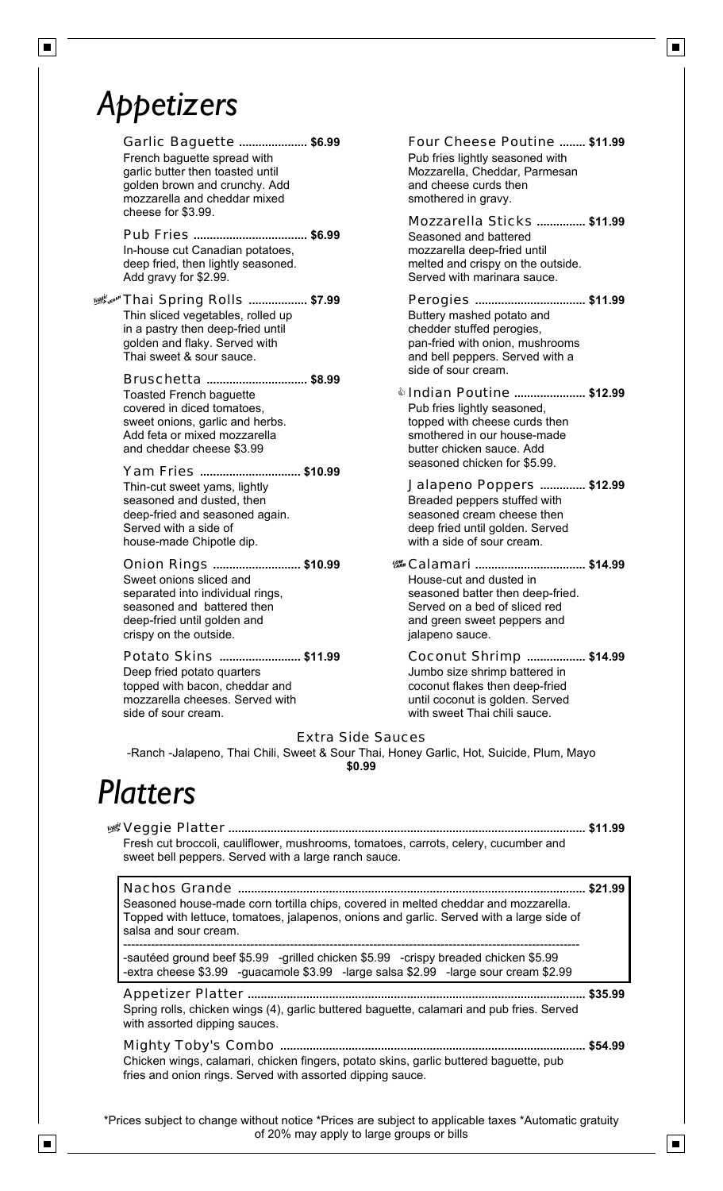# Appetizers

**Garlic Baguette ..................... $6.99**
French baguette spread with garlic butter then toasted until golden brown and crunchy. Add mozzarella and cheddar mixed cheese for $3.99.

**Pub Fries ..................................... $6.99**
In-house cut Canadian potatoes, deep fried, then lightly seasoned. Add gravy for $2.99.

**Thai Spring Rolls .................. $7.99**
Thin sliced vegetables, rolled up in a pastry then deep-fried until golden and flaky. Served with Thai sweet & sour sauce.

**Bruschetta ............................... $8.99**
Toasted French baguette covered in diced tomatoes, sweet onions, garlic and herbs. Add feta or mixed mozzarella and cheddar cheese $3.99

**Yam Fries ............................... $10.99**
Thin-cut sweet yams, lightly seasoned and dusted, then deep-fried and seasoned again. Served with a side of house-made Chipotle dip.

**Onion Rings ........................... $10.99**
Sweet onions sliced and separated into individual rings, seasoned and battered then deep-fried until golden and crispy on the outside.

**Potato Skins ......................... $11.99**
Deep fried potato quarters topped with bacon, cheddar and mozzarella cheeses. Served with side of sour cream.

**Four Cheese Poutine ........ $11.99**
Pub fries lightly seasoned with Mozzarella, Cheddar, Parmesan and cheese curds then smothered in gravy.

**Mozzarella Sticks ............... $11.99**
Seasoned and battered mozzarella deep-fried until melted and crispy on the outside. Served with marinara sauce.

**Perogies .................................. $11.99**
Buttery mashed potato and chedder stuffed perogies, pan-fried with onion, mushrooms and bell peppers. Served with a side of sour cream.

**Indian Poutine ...................... $12.99**
Pub fries lightly seasoned, topped with cheese curds then smothered in our house-made butter chicken sauce. Add seasoned chicken for $5.99.

**Jalapeno Poppers .............. $12.99**
Breaded peppers stuffed with seasoned cream cheese then deep fried until golden. Served with a side of sour cream.

**Calamari .................................. $14.99**
House-cut and dusted in seasoned batter then deep-fried. Served on a bed of sliced red and green sweet peppers and jalapeno sauce.

**Coconut Shrimp .................. $14.99**
Jumbo size shrimp battered in coconut flakes then deep-fried until coconut is golden. Served with sweet Thai chili sauce.

### Extra Side Sauces

-Ranch -Jalapeno, Thai Chili, Sweet & Sour Thai, Honey Garlic, Hot, Suicide, Plum, Mayo
**$0.99**

# Platters

**Veggie Platter ........................................................................................................ $11.99**
Fresh cut broccoli, cauliflower, mushrooms, tomatoes, carrots, celery, cucumber and sweet bell peppers. Served with a large ranch sauce.

**Nachos Grande ...................................................................................................... $21.99**
Seasoned house-made corn tortilla chips, covered in melted cheddar and mozzarella. Topped with lettuce, tomatoes, jalapenos, onions and garlic. Served with a large side of salsa and sour cream.

-sautéed ground beef $5.99 -grilled chicken $5.99 -crispy breaded chicken $5.99
-extra cheese $3.99 -guacamole $3.99 -large salsa $2.99 -large sour cream $2.99

**Appetizer Platter ................................................................................................... $35.99**
Spring rolls, chicken wings (4), garlic buttered baguette, calamari and pub fries. Served with assorted dipping sauces.

**Mighty Toby's Combo ........................................................................................... $54.99**
Chicken wings, calamari, chicken fingers, potato skins, garlic buttered baguette, pub fries and onion rings. Served with assorted dipping sauce.

*Prices subject to change without notice *Prices are subject to applicable taxes *Automatic gratuity of 20% may apply to large groups or bills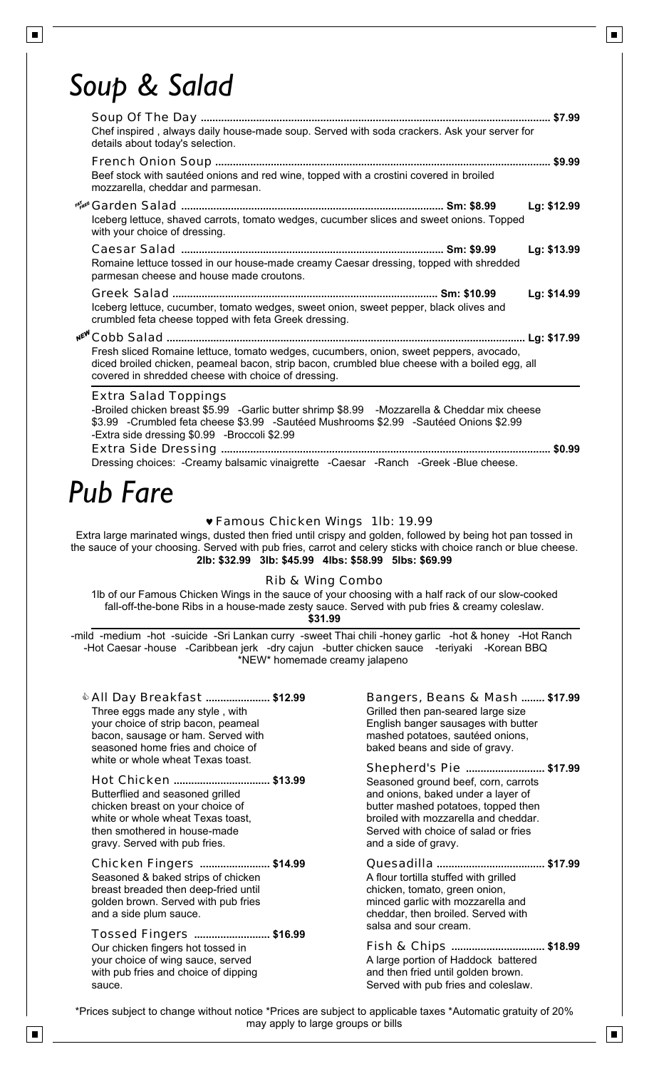# Soup & Salad

**Soup Of The Day** ........ **$7.99**
Chef inspired , always daily house-made soup. Served with soda crackers. Ask your server for details about today's selection.

**French Onion Soup** ........ **$9.99**
Beef stock with sautéed onions and red wine, topped with a crostini covered in broiled mozzarella, cheddar and parmesan.

FAT FREE **Garden Salad** ........ **Sm: $8.99** **Lg: $12.99**
Iceberg lettuce, shaved carrots, tomato wedges, cucumber slices and sweet onions. Topped with your choice of dressing.

**Caesar Salad** ........ **Sm: $9.99** **Lg: $13.99**
Romaine lettuce tossed in our house-made creamy Caesar dressing, topped with shredded parmesan cheese and house made croutons.

**Greek Salad** ........ **Sm: $10.99** **Lg: $14.99**
Iceberg lettuce, cucumber, tomato wedges, sweet onion, sweet pepper, black olives and crumbled feta cheese topped with feta Greek dressing.

NEW **Cobb Salad** ........ **Lg: $17.99**
Fresh sliced Romaine lettuce, tomato wedges, cucumbers, onion, sweet peppers, avocado, diced broiled chicken, peameal bacon, strip bacon, crumbled blue cheese with a boiled egg, all covered in shredded cheese with choice of dressing.

**Extra Salad Toppings**
-Broiled chicken breast $5.99 -Garlic butter shrimp $8.99 -Mozzarella & Cheddar mix cheese $3.99 -Crumbled feta cheese $3.99 -Sautéed Mushrooms $2.99 -Sautéed Onions $2.99 -Extra side dressing $0.99 -Broccoli $2.99

**Extra Side Dressing** ........ **$0.99**
Dressing choices: -Creamy balsamic vinaigrette -Caesar -Ranch -Greek -Blue cheese.

# Pub Fare

**♥ Famous Chicken Wings 1lb: 19.99**

Extra large marinated wings, dusted then fried until crispy and golden, followed by being hot pan tossed in the sauce of your choosing. Served with pub fries, carrot and celery sticks with choice ranch or blue cheese.

**2lb: $32.99 3lb: $45.99 4lbs: $58.99 5lbs: $69.99**

**Rib & Wing Combo**

1lb of our Famous Chicken Wings in the sauce of your choosing with a half rack of our slow-cooked fall-off-the-bone Ribs in a house-made zesty sauce. Served with pub fries & creamy coleslaw.

**$31.99**

-mild -medium -hot -suicide -Sri Lankan curry -sweet Thai chili -honey garlic -hot & honey -Hot Ranch -Hot Caesar -house -Caribbean jerk -dry cajun -butter chicken sauce -teriyaki -Korean BBQ
*NEW* homemade creamy jalapeno

**All Day Breakfast** ........ **$12.99**
Three eggs made any style , with your choice of strip bacon, peameal bacon, sausage or ham. Served with seasoned home fries and choice of white or whole wheat Texas toast.

**Hot Chicken** ........ **$13.99**
Butterflied and seasoned grilled chicken breast on your choice of white or whole wheat Texas toast, then smothered in house-made gravy. Served with pub fries.

**Chicken Fingers** ........ **$14.99**
Seasoned & baked strips of chicken breast breaded then deep-fried until golden brown. Served with pub fries and a side plum sauce.

**Tossed Fingers** ........ **$16.99**
Our chicken fingers hot tossed in your choice of wing sauce, served with pub fries and choice of dipping sauce.

**Bangers, Beans & Mash** ........ **$17.99**
Grilled then pan-seared large size English banger sausages with butter mashed potatoes, sautéed onions, baked beans and side of gravy.

**Shepherd's Pie** ........ **$17.99**
Seasoned ground beef, corn, carrots and onions, baked under a layer of butter mashed potatoes, topped then broiled with mozzarella and cheddar. Served with choice of salad or fries and a side of gravy.

**Quesadilla** ........ **$17.99**
A flour tortilla stuffed with grilled chicken, tomato, green onion, minced garlic with mozzarella and cheddar, then broiled. Served with salsa and sour cream.

**Fish & Chips** ........ **$18.99**
A large portion of Haddock battered and then fried until golden brown. Served with pub fries and coleslaw.

*Prices subject to change without notice *Prices are subject to applicable taxes *Automatic gratuity of 20% may apply to large groups or bills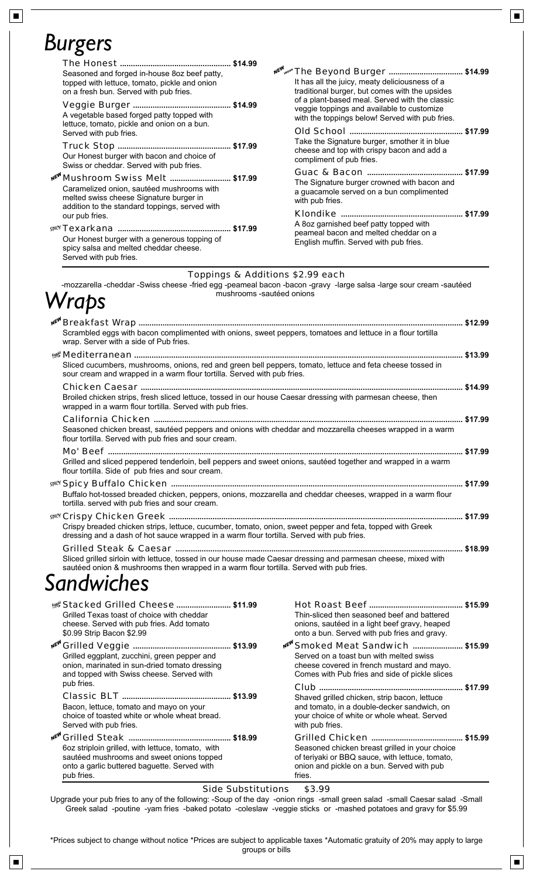# Burgers

**The Honest** ............ **$14.99**
Seasoned and forged in-house 8oz beef patty, topped with lettuce, tomato, pickle and onion on a fresh bun. Served with pub fries.

**Veggie Burger** ............ **$14.99**
A vegetable based forged patty topped with lettuce, tomato, pickle and onion on a bun. Served with pub fries.

**Truck Stop** ............ **$17.99**
Our Honest burger with bacon and choice of Swiss or cheddar. Served with pub fries.

NEW **Mushroom Swiss Melt** ............ **$17.99**
Caramelized onion, sautéed mushrooms with melted swiss cheese Signature burger in addition to the standard toppings, served with our pub fries.

SPICY **Texarkana** ............ **$17.99**
Our Honest burger with a generous topping of spicy salsa and melted cheddar cheese. Served with pub fries.

NEW VEGAN **The Beyond Burger** ............ **$14.99**
It has all the juicy, meaty deliciousness of a traditional burger, but comes with the upsides of a plant-based meal. Served with the classic veggie toppings and available to customize with the toppings below! Served with pub fries.

**Old School** ............ **$17.99**
Take the Signature burger, smother it in blue cheese and top with crispy bacon and add a compliment of pub fries.

**Guac & Bacon** ............ **$17.99**
The Signature burger crowned with bacon and a guacamole served on a bun complimented with pub fries.

**Klondike** ............ **$17.99**
A 8oz garnished beef patty topped with peameal bacon and melted cheddar on a English muffin. Served with pub fries.

### Toppings & Additions $2.99 each

-mozzarella -cheddar -Swiss cheese -fried egg -peameal bacon -bacon -gravy -large salsa -large sour cream -sautéed mushrooms -sautéed onions

# Wraps

NEW **Breakfast Wrap** ............ **$12.99**
Scrambled eggs with bacon complimented with onions, sweet peppers, tomatoes and lettuce in a flour tortilla wrap. Server with a side of Pub fries.

VEGGIE **Mediterranean** ............ **$13.99**
Sliced cucumbers, mushrooms, onions, red and green bell peppers, tomato, lettuce and feta cheese tossed in sour cream and wrapped in a warm flour tortilla. Served with pub fries.

**Chicken Caesar** ............ **$14.99**
Broiled chicken strips, fresh sliced lettuce, tossed in our house Caesar dressing with parmesan cheese, then wrapped in a warm flour tortilla. Served with pub fries.

**California Chicken** ............ **$17.99**
Seasoned chicken breast, sautéed peppers and onions with cheddar and mozzarella cheeses wrapped in a warm flour tortilla. Served with pub fries and sour cream.

**Mo' Beef** ............ **$17.99**
Grilled and sliced peppered tenderloin, bell peppers and sweet onions, sautéed together and wrapped in a warm flour tortilla. Side of pub fries and sour cream.

SPICY **Spicy Buffalo Chicken** ............ **$17.99**
Buffalo hot-tossed breaded chicken, peppers, onions, mozzarella and cheddar cheeses, wrapped in a warm flour tortilla. served with pub fries and sour cream.

SPICY **Crispy Chicken Greek** ............ **$17.99**
Crispy breaded chicken strips, lettuce, cucumber, tomato, onion, sweet pepper and feta, topped with Greek dressing and a dash of hot sauce wrapped in a warm flour tortilla. Served with pub fries.

**Grilled Steak & Caesar** ............ **$18.99**
Sliced grilled sirloin with lettuce, tossed in our house made Caesar dressing and parmesan cheese, mixed with sautéed onion & mushrooms then wrapped in a warm flour tortilla. Served with pub fries.

# Sandwiches

VEGGIE **Stacked Grilled Cheese** ............ **$11.99**
Grilled Texas toast of choice with cheddar cheese. Served with pub fries. Add tomato $0.99 Strip Bacon $2.99

NEW **Grilled Veggie** ............ **$13.99**
Grilled eggplant, zucchini, green pepper and onion, marinated in sun-dried tomato dressing and topped with Swiss cheese. Served with pub fries.

**Classic BLT** ............ **$13.99**
Bacon, lettuce, tomato and mayo on your choice of toasted white or whole wheat bread. Served with pub fries.

NEW **Grilled Steak** ............ **$18.99**
6oz striploin grilled, with lettuce, tomato, with sautéed mushrooms and sweet onions topped onto a garlic buttered baguette. Served with pub fries.

**Hot Roast Beef** ............ **$15.99**
Thin-sliced then seasoned beef and battered onions, sautéed in a light beef gravy, heaped onto a bun. Served with pub fries and gravy.

NEW **Smoked Meat Sandwich** ............ **$15.99**
Served on a toast bun with melted swiss cheese covered in french mustard and mayo. Comes with Pub fries and side of pickle slices

**Club** ............ **$17.99**
Shaved grilled chicken, strip bacon, lettuce and tomato, in a double-decker sandwich, on your choice of white or whole wheat. Served with pub fries.

**Grilled Chicken** ............ **$15.99**
Seasoned chicken breast grilled in your choice of teriyaki or BBQ sauce, with lettuce, tomato, onion and pickle on a bun. Served with pub fries.

### Side Substitutions $3.99

Upgrade your pub fries to any of the following: -Soup of the day -onion rings -small green salad -small Caesar salad -Small Greek salad -poutine -yam fries -baked potato -coleslaw -veggie sticks or -mashed potatoes and gravy for $5.99

*Prices subject to change without notice *Prices are subject to applicable taxes *Automatic gratuity of 20% may apply to large groups or bills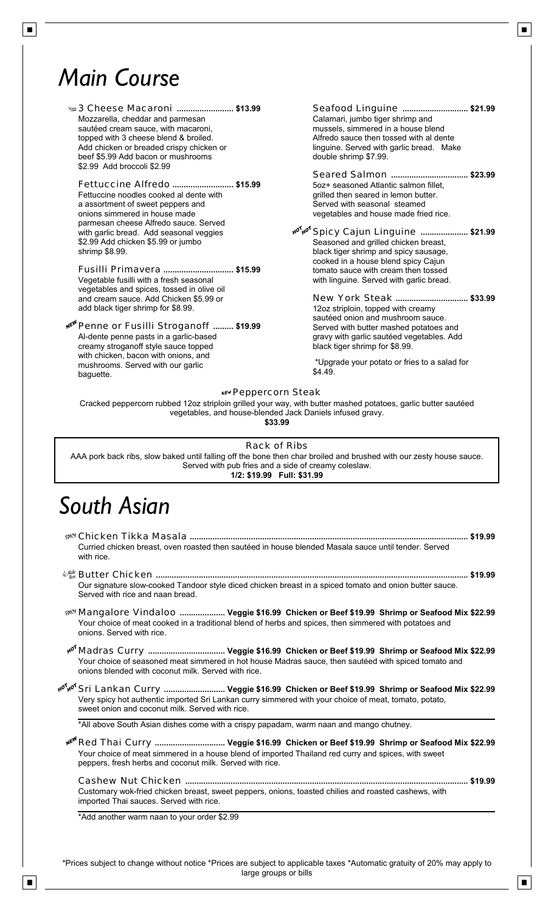# Main Course

**New** 3 Cheese Macaroni ......................... **$13.99**
Mozzarella, cheddar and parmesan sautéed cream sauce, with macaroni, topped with 3 cheese blend & broiled. Add chicken or breaded crispy chicken or beef $5.99 Add bacon or mushrooms $2.99 Add broccoli $2.99

Fettuccine Alfredo ........................... **$15.99**
Fettuccine noodles cooked al dente with a assortment of sweet peppers and onions simmered in house made parmesan cheese Alfredo sauce. Served with garlic bread. Add seasonal veggies $2.99 Add chicken $5.99 or jumbo shrimp $8.99.

Fusilli Primavera ............................... **$15.99**
Vegetable fusilli with a fresh seasonal vegetables and spices, tossed in olive oil and cream sauce. Add Chicken $5.99 or add black tiger shrimp for $8.99.

**NEW** Penne or Fusilli Stroganoff ......... **$19.99**
Al-dente penne pasts in a garlic-based creamy stroganoff style sauce topped with chicken, bacon with onions, and mushrooms. Served with our garlic baguette.

Seafood Linguine ............................. **$21.99**
Calamari, jumbo tiger shrimp and mussels, simmered in a house blend Alfredo sauce then tossed with al dente linguine. Served with garlic bread. Make double shrimp $7.99.

Seared Salmon .................................. **$23.99**
5oz+ seasoned Atlantic salmon fillet, grilled then seared in lemon butter. Served with seasonal steamed vegetables and house made fried rice.

**HOT HOT** Spicy Cajun Linguine ..................... **$21.99**
Seasoned and grilled chicken breast, black tiger shrimp and spicy sausage, cooked in a house blend spicy Cajun tomato sauce with cream then tossed with linguine. Served with garlic bread.

New York Steak ................................ **$33.99**
12oz striploin, topped with creamy sautéed onion and mushroom sauce. Served with butter mashed potatoes and gravy with garlic sautéed vegetables. Add black tiger shrimp for $8.99.

*Upgrade your potato or fries to a salad for $4.49.

**NEW** Peppercorn Steak
Cracked peppercorn rubbed 12oz striploin grilled your way, with butter mashed potatoes, garlic butter sautéed vegetables, and house-blended Jack Daniels infused gravy.
**$33.99**

Rack of Ribs
AAA pork back ribs, slow baked until falling off the bone then char broiled and brushed with our zesty house sauce. Served with pub fries and a side of creamy coleslaw.
**1/2: $19.99 Full: $31.99**

# South Asian

**SPICY** Chicken Tikka Masala ........................................................ **$19.99**
Curried chicken breast, oven roasted then sautéed in house blended Masala sauce until tender. Served with rice.

**Made Here** Butter Chicken ........................................................ **$19.99**
Our signature slow-cooked Tandoor style diced chicken breast in a spiced tomato and onion butter sauce. Served with rice and naan bread.

**SPICY** Mangalore Vindaloo .................... **Veggie $16.99 Chicken or Beef $19.99 Shrimp or Seafood Mix $22.99**
Your choice of meat cooked in a traditional blend of herbs and spices, then simmered with potatoes and onions. Served with rice.

**HOT** Madras Curry .................................. **Veggie $16.99 Chicken or Beef $19.99 Shrimp or Seafood Mix $22.99**
Your choice of seasoned meat simmered in hot house Madras sauce, then sautéed with spiced tomato and onions blended with coconut milk. Served with rice.

**HOT HOT** Sri Lankan Curry .......................... **Veggie $16.99 Chicken or Beef $19.99 Shrimp or Seafood Mix $22.99**
Very spicy hot authentic imported Sri Lankan curry simmered with your choice of meat, tomato, potato, sweet onion and coconut milk. Served with rice.

*All above South Asian dishes come with a crispy papadam, warm naan and mango chutney.

**NEW** Red Thai Curry .............................. **Veggie $16.99 Chicken or Beef $19.99 Shrimp or Seafood Mix $22.99**
Your choice of meat simmered in a house blend of imported Thailand red curry and spices, with sweet peppers, fresh herbs and coconut milk. Served with rice.

Cashew Nut Chicken ........................................................ **$19.99**
Customary wok-fried chicken breast, sweet peppers, onions, toasted chilies and roasted cashews, with imported Thai sauces. Served with rice.

*Add another warm naan to your order $2.99

*Prices subject to change without notice *Prices are subject to applicable taxes *Automatic gratuity of 20% may apply to large groups or bills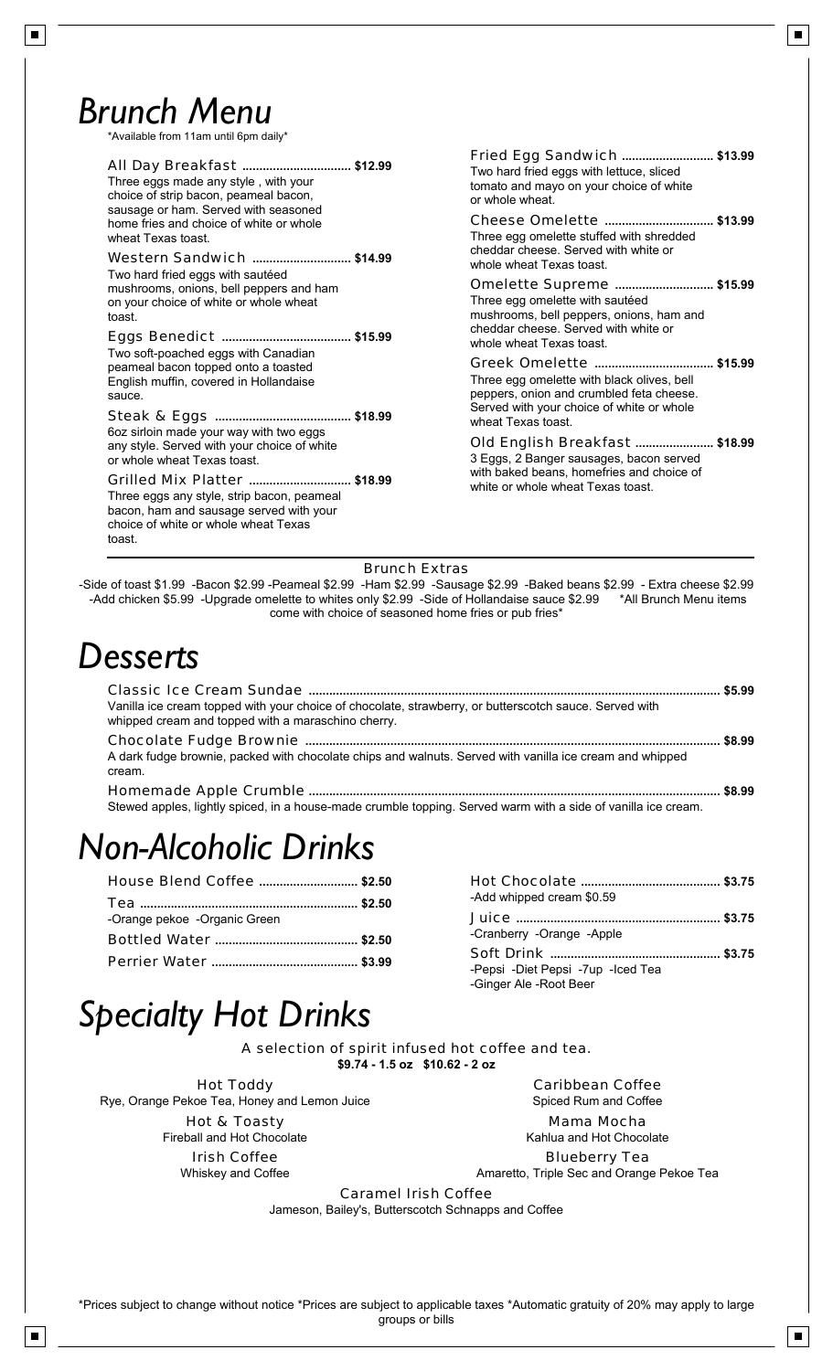# Brunch Menu

*Available from 11am until 6pm daily*

**All Day Breakfast** ................................ **$12.99**
Three eggs made any style , with your choice of strip bacon, peameal bacon, sausage or ham. Served with seasoned home fries and choice of white or whole wheat Texas toast.

**Western Sandwich** ............................ **$14.99**
Two hard fried eggs with sautéed mushrooms, onions, bell peppers and ham on your choice of white or whole wheat toast.

**Eggs Benedict** ..................................... **$15.99**
Two soft-poached eggs with Canadian peameal bacon topped onto a toasted English muffin, covered in Hollandaise sauce.

**Steak & Eggs** ........................................ **$18.99**
6oz sirloin made your way with two eggs any style. Served with your choice of white or whole wheat Texas toast.

**Grilled Mix Platter** ............................. **$18.99**
Three eggs any style, strip bacon, peameal bacon, ham and sausage served with your choice of white or whole wheat Texas toast.

**Fried Egg Sandwich** ........................... **$13.99**
Two hard fried eggs with lettuce, sliced tomato and mayo on your choice of white or whole wheat.

**Cheese Omelette** ................................ **$13.99**
Three egg omelette stuffed with shredded cheddar cheese. Served with white or whole wheat Texas toast.

**Omelette Supreme** ............................. **$15.99**
Three egg omelette with sautéed mushrooms, bell peppers, onions, ham and cheddar cheese. Served with white or whole wheat Texas toast.

**Greek Omelette** ................................... **$15.99**
Three egg omelette with black olives, bell peppers, onion and crumbled feta cheese. Served with your choice of white or whole wheat Texas toast.

**Old English Breakfast** ....................... **$18.99**
3 Eggs, 2 Banger sausages, bacon served with baked beans, homefries and choice of white or whole wheat Texas toast.

### Brunch Extras

-Side of toast $1.99 -Bacon $2.99 -Peameal $2.99 -Ham $2.99 -Sausage $2.99 -Baked beans $2.99 - Extra cheese $2.99 -Add chicken $5.99 -Upgrade omelette to whites only $2.99 -Side of Hollandaise sauce $2.99 *All Brunch Menu items come with choice of seasoned home fries or pub fries*

# Desserts

**Classic Ice Cream Sundae** ........................................................................................................ **$5.99**
Vanilla ice cream topped with your choice of chocolate, strawberry, or butterscotch sauce. Served with whipped cream and topped with a maraschino cherry.

**Chocolate Fudge Brownie** ........................................................................................................ **$8.99**
A dark fudge brownie, packed with chocolate chips and walnuts. Served with vanilla ice cream and whipped cream.

**Homemade Apple Crumble** ........................................................................................................ **$8.99**
Stewed apples, lightly spiced, in a house-made crumble topping. Served warm with a side of vanilla ice cream.

# Non-Alcoholic Drinks

**House Blend Coffee** ............................ **$2.50**

**Tea** ............................................................ **$2.50**
-Orange pekoe -Organic Green

**Bottled Water** ......................................... **$2.50**

**Perrier Water** .......................................... **$3.99**

**Hot Chocolate** ........................................ **$3.75**
-Add whipped cream $0.59

**Juice** ......................................................... **$3.75**
-Cranberry -Orange -Apple

**Soft Drink** ................................................ **$3.75**
-Pepsi -Diet Pepsi -7up -Iced Tea -Ginger Ale -Root Beer

# Specialty Hot Drinks

A selection of spirit infused hot coffee and tea.
**$9.74 - 1.5 oz $10.62 - 2 oz**

**Hot Toddy**
Rye, Orange Pekoe Tea, Honey and Lemon Juice

**Hot & Toasty**
Fireball and Hot Chocolate

**Irish Coffee**
Whiskey and Coffee

**Caribbean Coffee**
Spiced Rum and Coffee

**Mama Mocha**
Kahlua and Hot Chocolate

**Blueberry Tea**
Amaretto, Triple Sec and Orange Pekoe Tea

**Caramel Irish Coffee**
Jameson, Bailey's, Butterscotch Schnapps and Coffee

*Prices subject to change without notice *Prices are subject to applicable taxes *Automatic gratuity of 20% may apply to large groups or bills